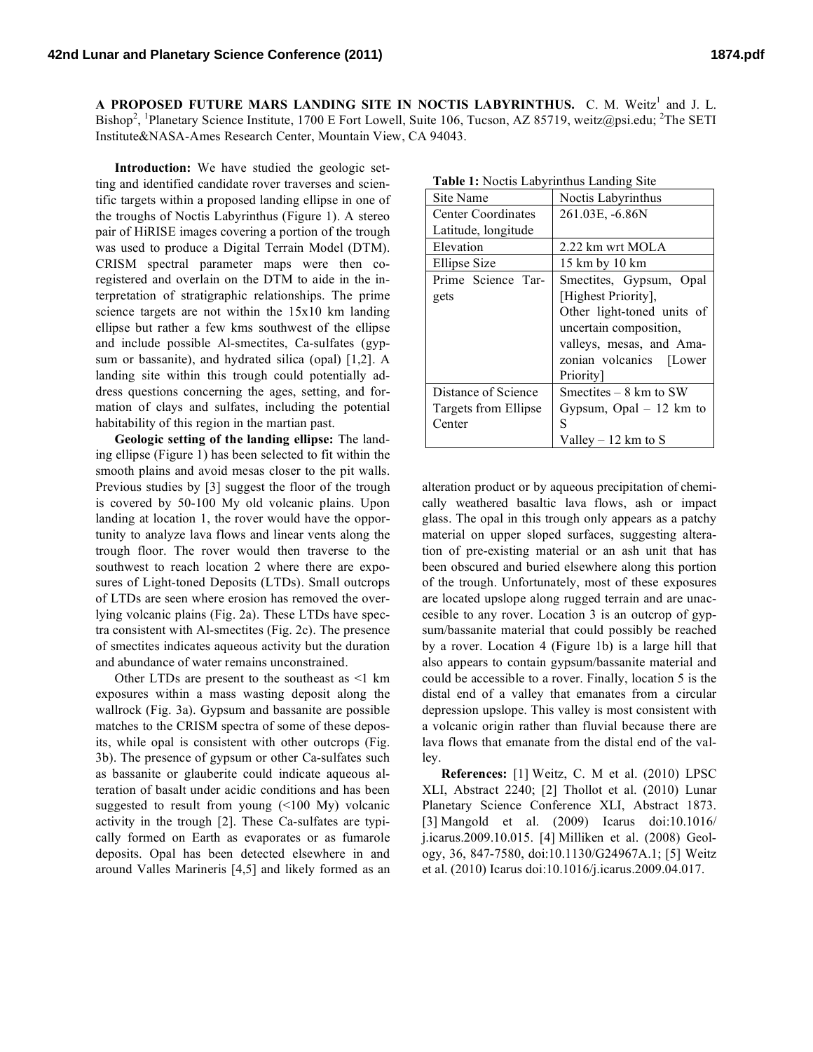**A PROPOSED FUTURE MARS LANDING SITE IN NOCTIS LABYRINTHUS.** C. M. Weitz[1] and J. L. Bishop[2], [1]Planetary Science Institute, 1700 E Fort Lowell, Suite 106, Tucson, AZ 85719, weitz@psi.edu; [2]The SETI Institute&NASA-Ames Research Center, Mountain View, CA 94043.

**Introduction:** We have studied the geologic setting and identified candidate rover traverses and scientific targets within a proposed landing ellipse in one of the troughs of Noctis Labyrinthus (Figure 1). A stereo pair of HiRISE images covering a portion of the trough was used to produce a Digital Terrain Model (DTM). CRISM spectral parameter maps were then co-registered and overlain on the DTM to aide in the interpretation of stratigraphic relationships. The prime science targets are not within the 15x10 km landing ellipse but rather a few kms southwest of the ellipse and include possible Al-smectites, Ca-sulfates (gypsum or bassanite), and hydrated silica (opal) [1,2]. A landing site within this trough could potentially address questions concerning the ages, setting, and formation of clays and sulfates, including the potential habitability of this region in the martian past.

**Geologic setting of the landing ellipse:** The landing ellipse (Figure 1) has been selected to fit within the smooth plains and avoid mesas closer to the pit walls. Previous studies by [3] suggest the floor of the trough is covered by 50-100 My old volcanic plains. Upon landing at location 1, the rover would have the opportunity to analyze lava flows and linear vents along the trough floor. The rover would then traverse to the southwest to reach location 2 where there are exposures of Light-toned Deposits (LTDs). Small outcrops of LTDs are seen where erosion has removed the overlying volcanic plains (Fig. 2a). These LTDs have spectra consistent with Al-smectites (Fig. 2c). The presence of smectites indicates aqueous activity but the duration and abundance of water remains unconstrained.

Other LTDs are present to the southeast as <1 km exposures within a mass wasting deposit along the wallrock (Fig. 3a). Gypsum and bassanite are possible matches to the CRISM spectra of some of these deposits, while opal is consistent with other outcrops (Fig. 3b). The presence of gypsum or other Ca-sulfates such as bassanite or glauberite could indicate aqueous alteration of basalt under acidic conditions and has been suggested to result from young (<100 My) volcanic activity in the trough [2]. These Ca-sulfates are typically formed on Earth as evaporates or as fumarole deposits. Opal has been detected elsewhere in and around Valles Marineris [4,5] and likely formed as an alteration product or by aqueous precipitation of chemically weathered basaltic lava flows, ash or impact glass. The opal in this trough only appears as a patchy material on upper sloped surfaces, suggesting alteration of pre-existing material or an ash unit that has been obscured and buried elsewhere along this portion of the trough. Unfortunately, most of these exposures are located upslope along rugged terrain and are unaccesible to any rover. Location 3 is an outcrop of gypsum/bassanite material that could possibly be reached by a rover. Location 4 (Figure 1b) is a large hill that also appears to contain gypsum/bassanite material and could be accessible to a rover. Finally, location 5 is the distal end of a valley that emanates from a circular depression upslope. This valley is most consistent with a volcanic origin rather than fluvial because there are lava flows that emanate from the distal end of the valley.

**Table 1:** Noctis Labyrinthus Landing Site

| Site Name | Noctis Labyrinthus |
|---|---|
| Center Coordinates Latitude, longitude | 261.03E, -6.86N |
| Elevation | 2.22 km wrt MOLA |
| Ellipse Size | 15 km by 10 km |
| Prime Science Targets | Smectites, Gypsum, Opal [Highest Priority], Other light-toned units of uncertain composition, valleys, mesas, and Amazonian volcanics [Lower Priority] |
| Distance of Science Targets from Ellipse Center | Smectites – 8 km to SW<br>Gypsum, Opal – 12 km to S<br>Valley – 12 km to S |

**References:** [1] Weitz, C. M et al. (2010) LPSC XLI, Abstract 2240; [2] Thollot et al. (2010) Lunar Planetary Science Conference XLI, Abstract 1873. [3] Mangold et al. (2009) Icarus doi:10.1016/ j.icarus.2009.10.015. [4] Milliken et al. (2008) Geology, 36, 847-7580, doi:10.1130/G24967A.1; [5] Weitz et al. (2010) Icarus doi:10.1016/j.icarus.2009.04.017.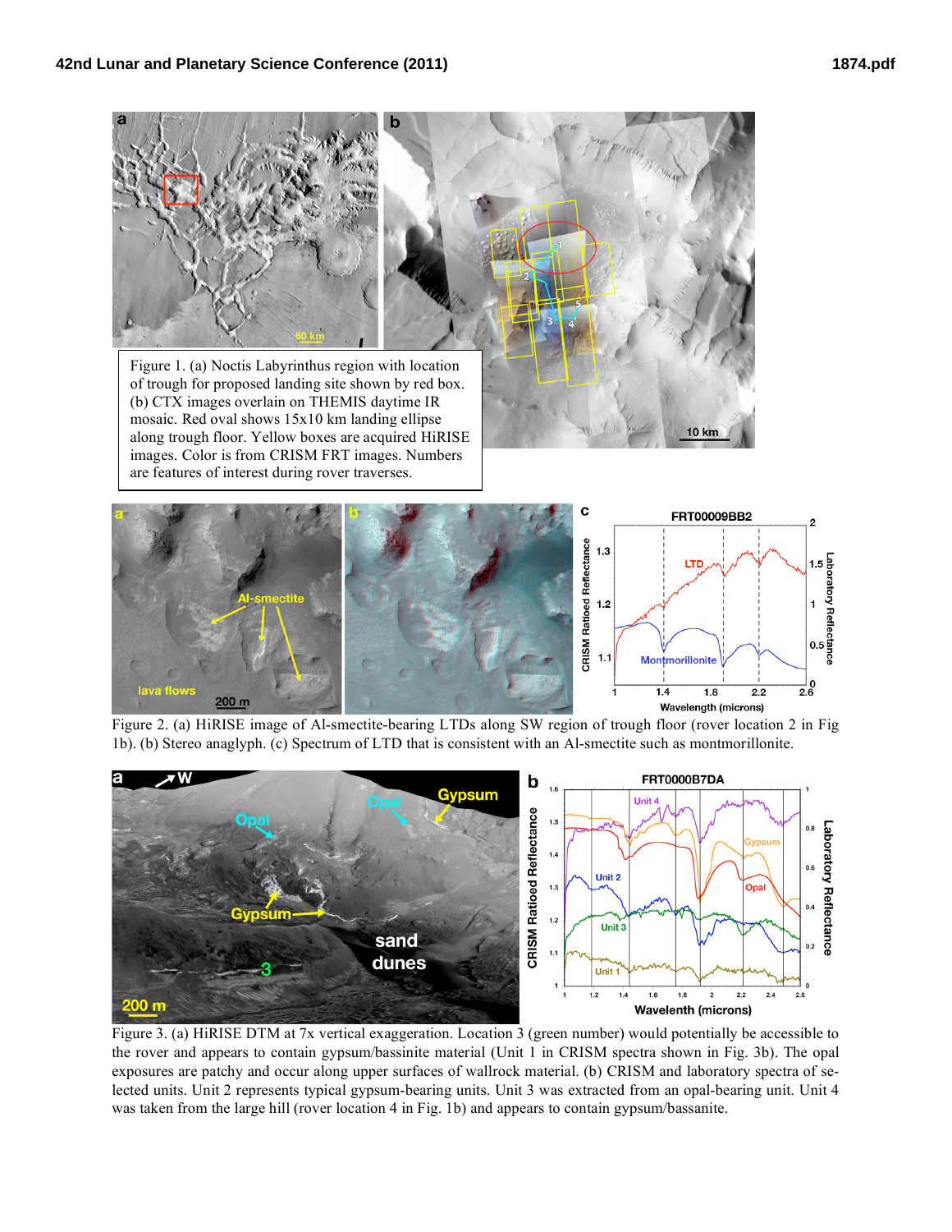Figure 1. (a) Noctis Labyrinthus region with location of trough for proposed landing site shown by red box. (b) CTX images overlain on THEMIS daytime IR mosaic. Red oval shows 15x10 km landing ellipse along trough floor. Yellow boxes are acquired HiRISE images. Color is from CRISM FRT images. Numbers are features of interest during rover traverses.

Figure 2. (a) HiRISE image of Al-smectite-bearing LTDs along SW region of trough floor (rover location 2 in Fig 1b). (b) Stereo anaglyph. (c) Spectrum of LTD that is consistent with an Al-smectite such as montmorillonite.

Figure 3. (a) HiRISE DTM at 7x vertical exaggeration. Location 3 (green number) would potentially be accessible to the rover and appears to contain gypsum/bassinite material (Unit 1 in CRISM spectra shown in Fig. 3b). The opal exposures are patchy and occur along upper surfaces of wallrock material. (b) CRISM and laboratory spectra of selected units. Unit 2 represents typical gypsum-bearing units. Unit 3 was extracted from an opal-bearing unit. Unit 4 was taken from the large hill (rover location 4 in Fig. 1b) and appears to contain gypsum/bassanite.